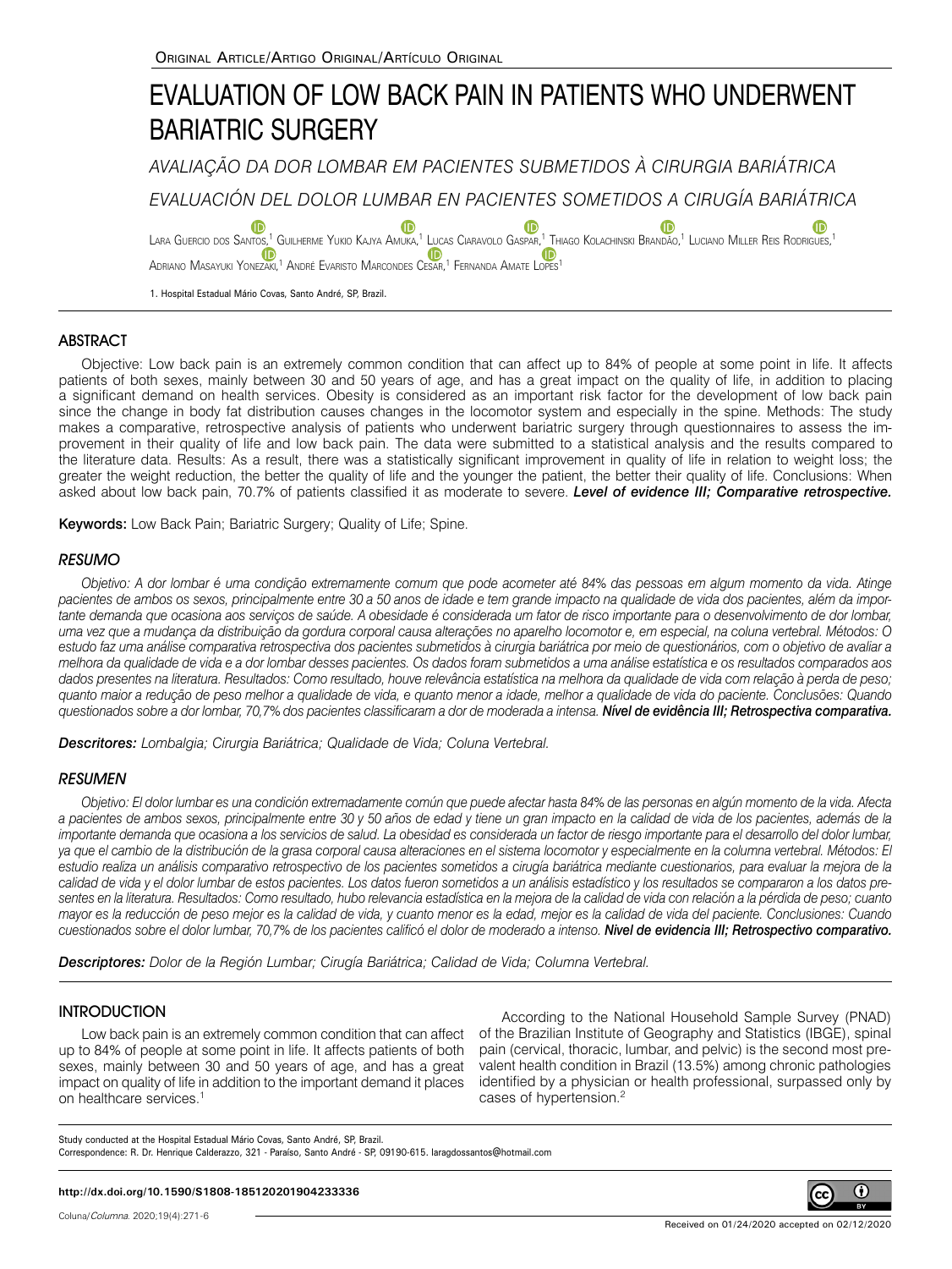Original Article/Artigo Original/Artículo Original

# EVALUATION OF LOW BACK PAIN IN PATIENTS WHO UNDERWENT BARIATRIC SURGERY

*AVALIAÇÃO DA DOR LOMBAR EM PACIENTES SUBMETIDOS À CIRURGIA BARIÁTRICA*

*EVALUACIÓN DEL DOLOR LUMBAR EN PACIENTES SOMETIDOS A CIRUGÍA BARIÁTRICA*

Lara Guercio dos Santos,[1] Guilherme Yukio Kajya Amuka,[1] Lucas Ciaravolo Gaspar,[1] Thiago Kolachinski Brandão,[1] Luciano Miller Reis Rodrigues,[1] Adriano Masayuki Yonezaki,[1] André Evaristo Marcondes Cesar,[1] Fernanda Amate Lopes[1]

1. Hospital Estadual Mário Covas, Santo André, SP, Brazil.

## ABSTRACT

Objective: Low back pain is an extremely common condition that can affect up to 84% of people at some point in life. It affects patients of both sexes, mainly between 30 and 50 years of age, and has a great impact on the quality of life, in addition to placing a significant demand on health services. Obesity is considered as an important risk factor for the development of low back pain since the change in body fat distribution causes changes in the locomotor system and especially in the spine. Methods: The study makes a comparative, retrospective analysis of patients who underwent bariatric surgery through questionnaires to assess the improvement in their quality of life and low back pain. The data were submitted to a statistical analysis and the results compared to the literature data. Results: As a result, there was a statistically significant improvement in quality of life in relation to weight loss; the greater the weight reduction, the better the quality of life and the younger the patient, the better their quality of life. Conclusions: When asked about low back pain, 70.7% of patients classified it as moderate to severe. ***Level of evidence III; Comparative retrospective.***

**Keywords:** Low Back Pain; Bariatric Surgery; Quality of Life; Spine.

## *RESUMO*

*Objetivo: A dor lombar é uma condição extremamente comum que pode acometer até 84% das pessoas em algum momento da vida. Atinge pacientes de ambos os sexos, principalmente entre 30 a 50 anos de idade e tem grande impacto na qualidade de vida dos pacientes, além da importante demanda que ocasiona aos serviços de saúde. A obesidade é considerada um fator de risco importante para o desenvolvimento de dor lombar, uma vez que a mudança da distribuição da gordura corporal causa alterações no aparelho locomotor e, em especial, na coluna vertebral. Métodos: O estudo faz uma análise comparativa retrospectiva dos pacientes submetidos à cirurgia bariátrica por meio de questionários, com o objetivo de avaliar a melhora da qualidade de vida e a dor lombar desses pacientes. Os dados foram submetidos a uma análise estatística e os resultados comparados aos dados presentes na literatura. Resultados: Como resultado, houve relevância estatística na melhora da qualidade de vida com relação à perda de peso; quanto maior a redução de peso melhor a qualidade de vida, e quanto menor a idade, melhor a qualidade de vida do paciente. Conclusões: Quando questionados sobre a dor lombar, 70,7% dos pacientes classificaram a dor de moderada a intensa.* ***Nível de evidência III; Retrospectiva comparativa.***

***Descritores:*** *Lombalgia; Cirurgia Bariátrica; Qualidade de Vida; Coluna Vertebral.*

## *RESUMEN*

*Objetivo: El dolor lumbar es una condición extremadamente común que puede afectar hasta 84% de las personas en algún momento de la vida. Afecta a pacientes de ambos sexos, principalmente entre 30 y 50 años de edad y tiene un gran impacto en la calidad de vida de los pacientes, además de la importante demanda que ocasiona a los servicios de salud. La obesidad es considerada un factor de riesgo importante para el desarrollo del dolor lumbar, ya que el cambio de la distribución de la grasa corporal causa alteraciones en el sistema locomotor y especialmente en la columna vertebral. Métodos: El estudio realiza un análisis comparativo retrospectivo de los pacientes sometidos a cirugía bariátrica mediante cuestionarios, para evaluar la mejora de la calidad de vida y el dolor lumbar de estos pacientes. Los datos fueron sometidos a un análisis estadístico y los resultados se compararon a los datos presentes en la literatura. Resultados: Como resultado, hubo relevancia estadística en la mejora de la calidad de vida con relación a la pérdida de peso; cuanto mayor es la reducción de peso mejor es la calidad de vida, y cuanto menor es la edad, mejor es la calidad de vida del paciente. Conclusiones: Cuando cuestionados sobre el dolor lumbar, 70,7% de los pacientes calificó el dolor de moderado a intenso.* ***Nivel de evidencia III; Retrospectivo comparativo.***

***Descriptores:*** *Dolor de la Región Lumbar; Cirugía Bariátrica; Calidad de Vida; Columna Vertebral.*

## INTRODUCTION

Low back pain is an extremely common condition that can affect up to 84% of people at some point in life. It affects patients of both sexes, mainly between 30 and 50 years of age, and has a great impact on quality of life in addition to the important demand it places on healthcare services.[1]

According to the National Household Sample Survey (PNAD) of the Brazilian Institute of Geography and Statistics (IBGE), spinal pain (cervical, thoracic, lumbar, and pelvic) is the second most prevalent health condition in Brazil (13.5%) among chronic pathologies identified by a physician or health professional, surpassed only by cases of hypertension.[2]

Study conducted at the Hospital Estadual Mário Covas, Santo André, SP, Brazil.
Correspondence: R. Dr. Henrique Calderazzo, 321 - Paraíso, Santo André - SP, 09190-615. laragdossantos@hotmail.com

http://dx.doi.org/10.1590/S1808-185120201904233336

Received on 01/24/2020 accepted on 02/12/2020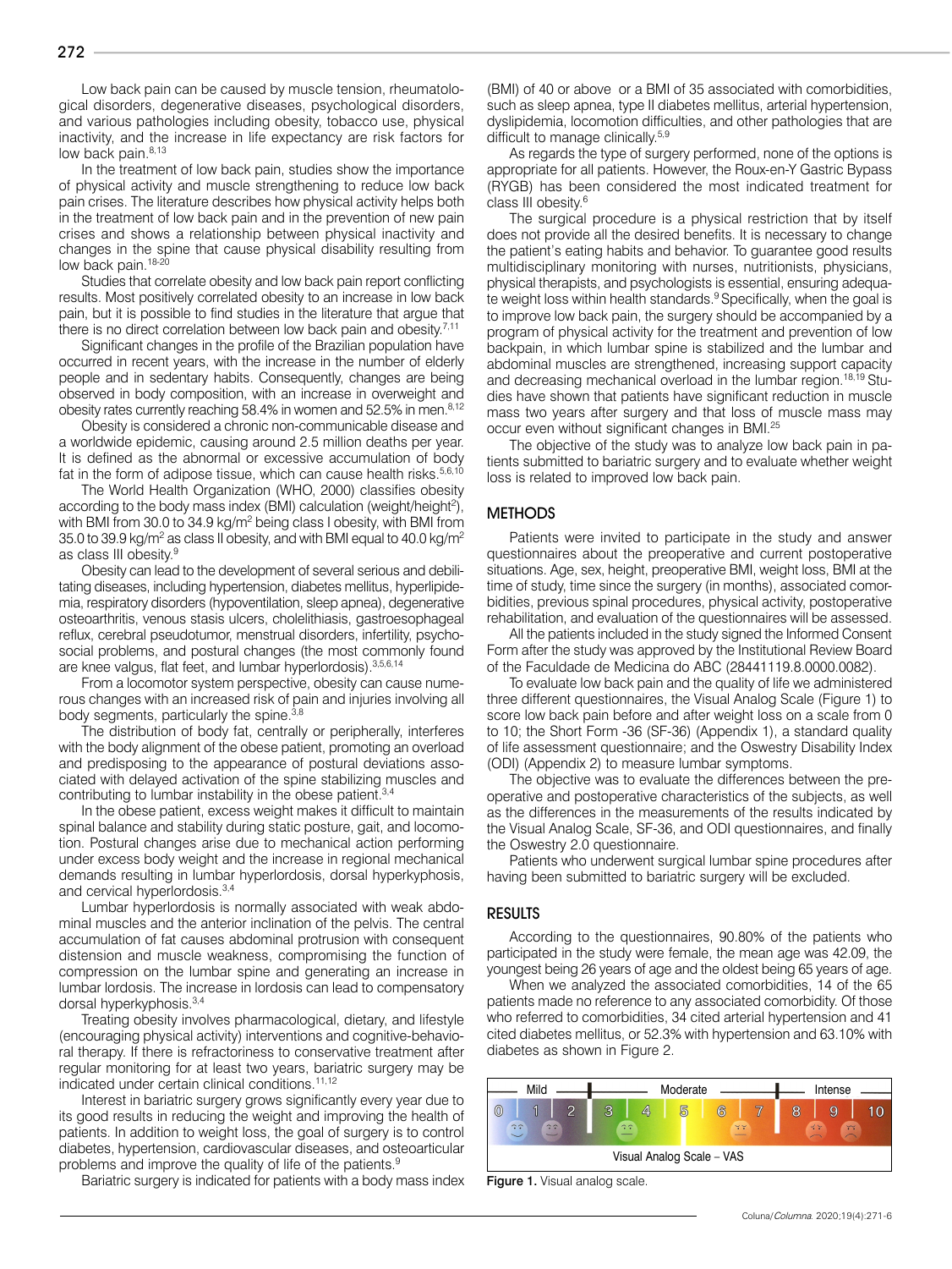Low back pain can be caused by muscle tension, rheumatological disorders, degenerative diseases, psychological disorders, and various pathologies including obesity, tobacco use, physical inactivity, and the increase in life expectancy are risk factors for low back pain.[8,13]

In the treatment of low back pain, studies show the importance of physical activity and muscle strengthening to reduce low back pain crises. The literature describes how physical activity helps both in the treatment of low back pain and in the prevention of new pain crises and shows a relationship between physical inactivity and changes in the spine that cause physical disability resulting from low back pain.[18-20]

Studies that correlate obesity and low back pain report conflicting results. Most positively correlated obesity to an increase in low back pain, but it is possible to find studies in the literature that argue that there is no direct correlation between low back pain and obesity.[7,11]

Significant changes in the profile of the Brazilian population have occurred in recent years, with the increase in the number of elderly people and in sedentary habits. Consequently, changes are being observed in body composition, with an increase in overweight and obesity rates currently reaching 58.4% in women and 52.5% in men.[8,12]

Obesity is considered a chronic non-communicable disease and a worldwide epidemic, causing around 2.5 million deaths per year. It is defined as the abnormal or excessive accumulation of body fat in the form of adipose tissue, which can cause health risks.[5,6,10]

The World Health Organization (WHO, 2000) classifies obesity according to the body mass index (BMI) calculation (weight/height$^2$), with BMI from 30.0 to 34.9 kg/m$^2$ being class I obesity, with BMI from 35.0 to 39.9 kg/m$^2$ as class II obesity, and with BMI equal to 40.0 kg/m$^2$ as class III obesity.[9]

Obesity can lead to the development of several serious and debilitating diseases, including hypertension, diabetes mellitus, hyperlipidemia, respiratory disorders (hypoventilation, sleep apnea), degenerative osteoarthritis, venous stasis ulcers, cholelithiasis, gastroesophageal reflux, cerebral pseudotumor, menstrual disorders, infertility, psychosocial problems, and postural changes (the most commonly found are knee valgus, flat feet, and lumbar hyperlordosis).[3,5,6,14]

From a locomotor system perspective, obesity can cause numerous changes with an increased risk of pain and injuries involving all body segments, particularly the spine.[3,8]

The distribution of body fat, centrally or peripherally, interferes with the body alignment of the obese patient, promoting an overload and predisposing to the appearance of postural deviations associated with delayed activation of the spine stabilizing muscles and contributing to lumbar instability in the obese patient.[3,4]

In the obese patient, excess weight makes it difficult to maintain spinal balance and stability during static posture, gait, and locomotion. Postural changes arise due to mechanical action performing under excess body weight and the increase in regional mechanical demands resulting in lumbar hyperlordosis, dorsal hyperkyphosis, and cervical hyperlordosis.[3,4]

Lumbar hyperlordosis is normally associated with weak abdominal muscles and the anterior inclination of the pelvis. The central accumulation of fat causes abdominal protrusion with consequent distension and muscle weakness, compromising the function of compression on the lumbar spine and generating an increase in lumbar lordosis. The increase in lordosis can lead to compensatory dorsal hyperkyphosis.[3,4]

Treating obesity involves pharmacological, dietary, and lifestyle (encouraging physical activity) interventions and cognitive-behavioral therapy. If there is refractoriness to conservative treatment after regular monitoring for at least two years, bariatric surgery may be indicated under certain clinical conditions.[11,12]

Interest in bariatric surgery grows significantly every year due to its good results in reducing the weight and improving the health of patients. In addition to weight loss, the goal of surgery is to control diabetes, hypertension, cardiovascular diseases, and osteoarticular problems and improve the quality of life of the patients.[9]

Bariatric surgery is indicated for patients with a body mass index (BMI) of 40 or above or a BMI of 35 associated with comorbidities, such as sleep apnea, type II diabetes mellitus, arterial hypertension, dyslipidemia, locomotion difficulties, and other pathologies that are difficult to manage clinically.[5,9]

As regards the type of surgery performed, none of the options is appropriate for all patients. However, the Roux-en-Y Gastric Bypass (RYGB) has been considered the most indicated treatment for class III obesity.[6]

The surgical procedure is a physical restriction that by itself does not provide all the desired benefits. It is necessary to change the patient's eating habits and behavior. To guarantee good results multidisciplinary monitoring with nurses, nutritionists, physicians, physical therapists, and psychologists is essential, ensuring adequate weight loss within health standards.[9] Specifically, when the goal is to improve low back pain, the surgery should be accompanied by a program of physical activity for the treatment and prevention of low backpain, in which lumbar spine is stabilized and the lumbar and abdominal muscles are strengthened, increasing support capacity and decreasing mechanical overload in the lumbar region.[18,19] Studies have shown that patients have significant reduction in muscle mass two years after surgery and that loss of muscle mass may occur even without significant changes in BMI.[25]

The objective of the study was to analyze low back pain in patients submitted to bariatric surgery and to evaluate whether weight loss is related to improved low back pain.

## METHODS

Patients were invited to participate in the study and answer questionnaires about the preoperative and current postoperative situations. Age, sex, height, preoperative BMI, weight loss, BMI at the time of study, time since the surgery (in months), associated comorbidities, previous spinal procedures, physical activity, postoperative rehabilitation, and evaluation of the questionnaires will be assessed.

All the patients included in the study signed the Informed Consent Form after the study was approved by the Institutional Review Board of the Faculdade de Medicina do ABC (28441119.8.0000.0082).

To evaluate low back pain and the quality of life we administered three different questionnaires, the Visual Analog Scale (Figure 1) to score low back pain before and after weight loss on a scale from 0 to 10; the Short Form -36 (SF-36) (Appendix 1), a standard quality of life assessment questionnaire; and the Oswestry Disability Index (ODI) (Appendix 2) to measure lumbar symptoms.

The objective was to evaluate the differences between the preoperative and postoperative characteristics of the subjects, as well as the differences in the measurements of the results indicated by the Visual Analog Scale, SF-36, and ODI questionnaires, and finally the Oswestry 2.0 questionnaire.

Patients who underwent surgical lumbar spine procedures after having been submitted to bariatric surgery will be excluded.

## RESULTS

According to the questionnaires, 90.80% of the patients who participated in the study were female, the mean age was 42.09, the youngest being 26 years of age and the oldest being 65 years of age.

When we analyzed the associated comorbidities, 14 of the 65 patients made no reference to any associated comorbidity. Of those who referred to comorbidities, 34 cited arterial hypertension and 41 cited diabetes mellitus, or 52.3% with hypertension and 63.10% with diabetes as shown in Figure 2.

Mild | Moderate | Intense
0 1 2 3 4 5 6 7 8 9 10
Visual Analog Scale – VAS

**Figure 1.** Visual analog scale.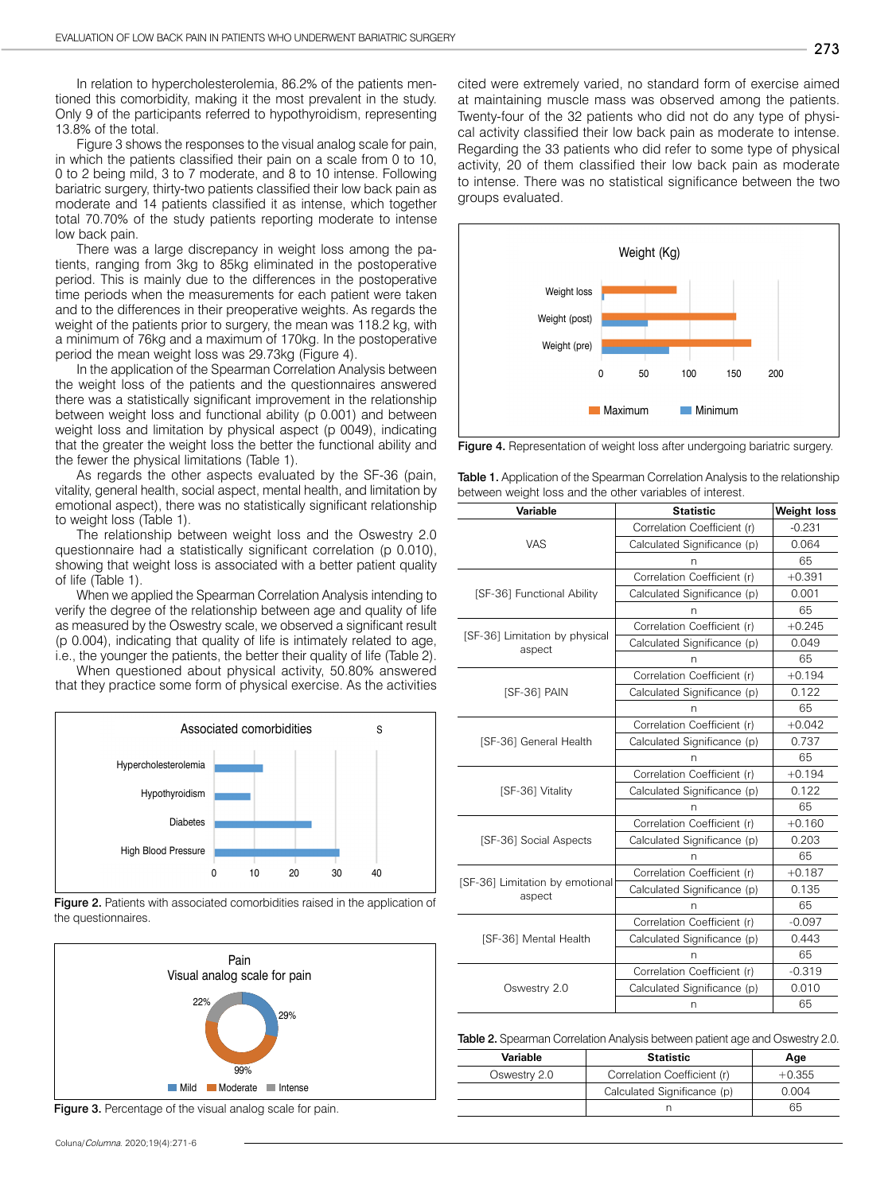In relation to hypercholesterolemia, 86.2% of the patients mentioned this comorbidity, making it the most prevalent in the study. Only 9 of the participants referred to hypothyroidism, representing 13.8% of the total.

Figure 3 shows the responses to the visual analog scale for pain, in which the patients classified their pain on a scale from 0 to 10, 0 to 2 being mild, 3 to 7 moderate, and 8 to 10 intense. Following bariatric surgery, thirty-two patients classified their low back pain as moderate and 14 patients classified it as intense, which together total 70.70% of the study patients reporting moderate to intense low back pain.

There was a large discrepancy in weight loss among the patients, ranging from 3kg to 85kg eliminated in the postoperative period. This is mainly due to the differences in the postoperative time periods when the measurements for each patient were taken and to the differences in their preoperative weights. As regards the weight of the patients prior to surgery, the mean was 118.2 kg, with a minimum of 76kg and a maximum of 170kg. In the postoperative period the mean weight loss was 29.73kg (Figure 4).

In the application of the Spearman Correlation Analysis between the weight loss of the patients and the questionnaires answered there was a statistically significant improvement in the relationship between weight loss and functional ability (p 0.001) and between weight loss and limitation by physical aspect (p 0049), indicating that the greater the weight loss the better the functional ability and the fewer the physical limitations (Table 1).

As regards the other aspects evaluated by the SF-36 (pain, vitality, general health, social aspect, mental health, and limitation by emotional aspect), there was no statistically significant relationship to weight loss (Table 1).

The relationship between weight loss and the Oswestry 2.0 questionnaire had a statistically significant correlation (p 0.010), showing that weight loss is associated with a better patient quality of life (Table 1).

When we applied the Spearman Correlation Analysis intending to verify the degree of the relationship between age and quality of life as measured by the Oswestry scale, we observed a significant result (p 0.004), indicating that quality of life is intimately related to age, i.e., the younger the patients, the better their quality of life (Table 2).

When questioned about physical activity, 50.80% answered that they practice some form of physical exercise. As the activities cited were extremely varied, no standard form of exercise aimed at maintaining muscle mass was observed among the patients. Twenty-four of the 32 patients who did not do any type of physical activity classified their low back pain as moderate to intense. Regarding the 33 patients who did refer to some type of physical activity, 20 of them classified their low back pain as moderate to intense. There was no statistical significance between the two groups evaluated.

**Figure 2.** Patients with associated comorbidities raised in the application of the questionnaires.

**Figure 3.** Percentage of the visual analog scale for pain.

**Figure 4.** Representation of weight loss after undergoing bariatric surgery.

**Table 1.** Application of the Spearman Correlation Analysis to the relationship between weight loss and the other variables of interest.

| Variable | Statistic | Weight loss |
|---|---|---|
| VAS | Correlation Coefficient (r) | -0.231 |
| | Calculated Significance (p) | 0.064 |
| | n | 65 |
| [SF-36] Functional Ability | Correlation Coefficient (r) | +0.391 |
| | Calculated Significance (p) | 0.001 |
| | n | 65 |
| [SF-36] Limitation by physical aspect | Correlation Coefficient (r) | +0.245 |
| | Calculated Significance (p) | 0.049 |
| | n | 65 |
| [SF-36] PAIN | Correlation Coefficient (r) | +0.194 |
| | Calculated Significance (p) | 0.122 |
| | n | 65 |
| [SF-36] General Health | Correlation Coefficient (r) | +0.042 |
| | Calculated Significance (p) | 0.737 |
| | n | 65 |
| [SF-36] Vitality | Correlation Coefficient (r) | +0.194 |
| | Calculated Significance (p) | 0.122 |
| | n | 65 |
| [SF-36] Social Aspects | Correlation Coefficient (r) | +0.160 |
| | Calculated Significance (p) | 0.203 |
| | n | 65 |
| [SF-36] Limitation by emotional aspect | Correlation Coefficient (r) | +0.187 |
| | Calculated Significance (p) | 0.135 |
| | n | 65 |
| [SF-36] Mental Health | Correlation Coefficient (r) | -0.097 |
| | Calculated Significance (p) | 0.443 |
| | n | 65 |
| Oswestry 2.0 | Correlation Coefficient (r) | -0.319 |
| | Calculated Significance (p) | 0.010 |
| | n | 65 |

**Table 2.** Spearman Correlation Analysis between patient age and Oswestry 2.0.

| Variable | Statistic | Age |
|---|---|---|
| Oswestry 2.0 | Correlation Coefficient (r) | +0.355 |
| | Calculated Significance (p) | 0.004 |
| | n | 65 |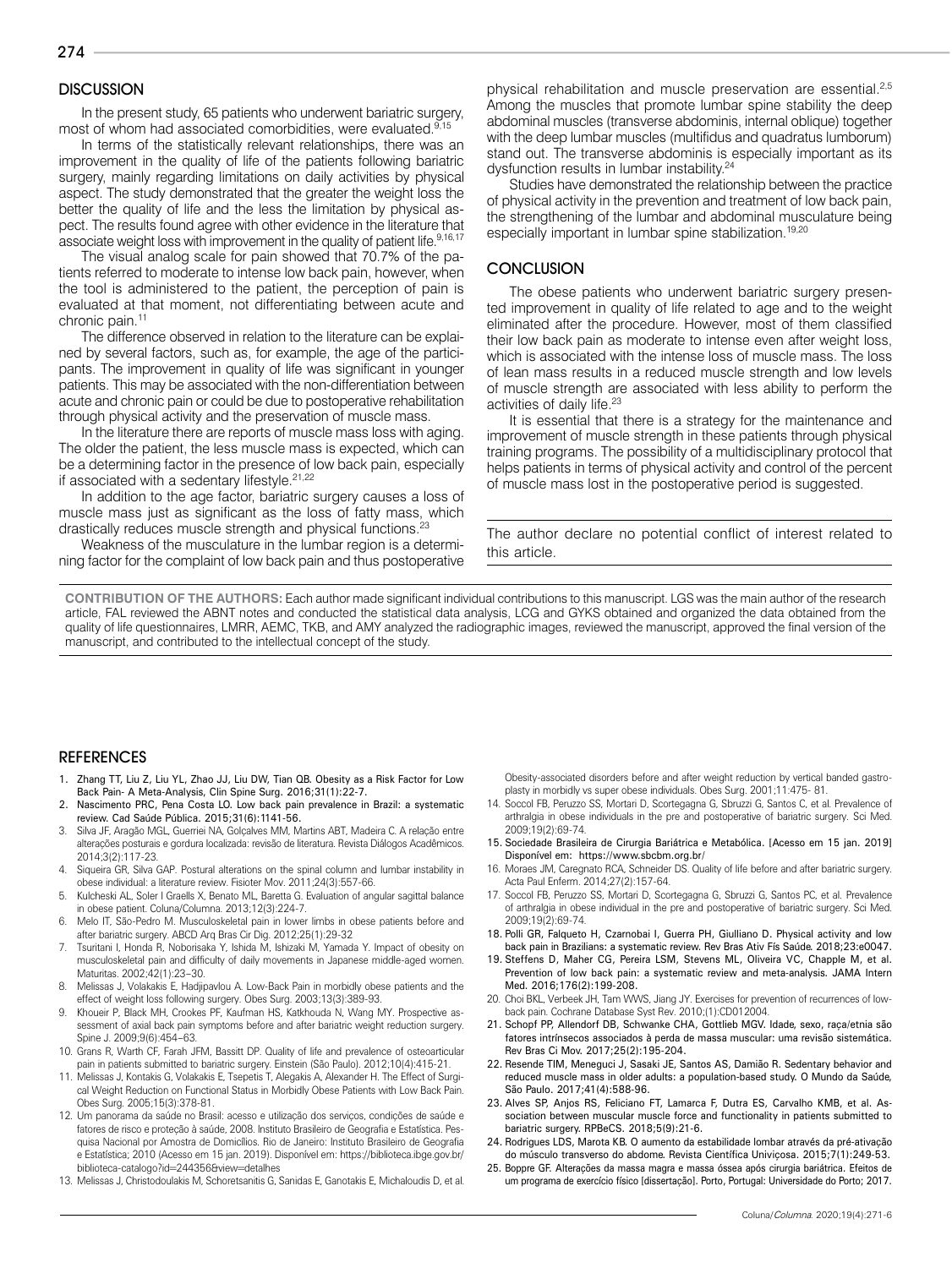## DISCUSSION

In the present study, 65 patients who underwent bariatric surgery, most of whom had associated comorbidities, were evaluated.[9,15]

In terms of the statistically relevant relationships, there was an improvement in the quality of life of the patients following bariatric surgery, mainly regarding limitations on daily activities by physical aspect. The study demonstrated that the greater the weight loss the better the quality of life and the less the limitation by physical aspect. The results found agree with other evidence in the literature that associate weight loss with improvement in the quality of patient life.[9,16,17]

The visual analog scale for pain showed that 70.7% of the patients referred to moderate to intense low back pain, however, when the tool is administered to the patient, the perception of pain is evaluated at that moment, not differentiating between acute and chronic pain.[11]

The difference observed in relation to the literature can be explained by several factors, such as, for example, the age of the participants. The improvement in quality of life was significant in younger patients. This may be associated with the non-differentiation between acute and chronic pain or could be due to postoperative rehabilitation through physical activity and the preservation of muscle mass.

In the literature there are reports of muscle mass loss with aging. The older the patient, the less muscle mass is expected, which can be a determining factor in the presence of low back pain, especially if associated with a sedentary lifestyle.[21,22]

In addition to the age factor, bariatric surgery causes a loss of muscle mass just as significant as the loss of fatty mass, which drastically reduces muscle strength and physical functions.[23]

Weakness of the musculature in the lumbar region is a determining factor for the complaint of low back pain and thus postoperative physical rehabilitation and muscle preservation are essential.[2,5] Among the muscles that promote lumbar spine stability the deep abdominal muscles (transverse abdominis, internal oblique) together with the deep lumbar muscles (multifidus and quadratus lumborum) stand out. The transverse abdominis is especially important as its dysfunction results in lumbar instability.[24]

Studies have demonstrated the relationship between the practice of physical activity in the prevention and treatment of low back pain, the strengthening of the lumbar and abdominal musculature being especially important in lumbar spine stabilization.[19,20]

## CONCLUSION

The obese patients who underwent bariatric surgery presented improvement in quality of life related to age and to the weight eliminated after the procedure. However, most of them classified their low back pain as moderate to intense even after weight loss, which is associated with the intense loss of muscle mass. The loss of lean mass results in a reduced muscle strength and low levels of muscle strength are associated with less ability to perform the activities of daily life.[23]

It is essential that there is a strategy for the maintenance and improvement of muscle strength in these patients through physical training programs. The possibility of a multidisciplinary protocol that helps patients in terms of physical activity and control of the percent of muscle mass lost in the postoperative period is suggested.

The author declare no potential conflict of interest related to this article.

**CONTRIBUTION OF THE AUTHORS:** Each author made significant individual contributions to this manuscript. LGS was the main author of the research article, FAL reviewed the ABNT notes and conducted the statistical data analysis, LCG and GYKS obtained and organized the data obtained from the quality of life questionnaires, LMRR, AEMC, TKB, and AMY analyzed the radiographic images, reviewed the manuscript, approved the final version of the manuscript, and contributed to the intellectual concept of the study.

## REFERENCES

1. Zhang TT, Liu Z, Liu YL, Zhao JJ, Liu DW, Tian QB. Obesity as a Risk Factor for Low Back Pain- A Meta-Analysis, Clin Spine Surg. 2016;31(1):22-7.
2. Nascimento PRC, Pena Costa LO. Low back pain prevalence in Brazil: a systematic review. Cad Saúde Pública. 2015;31(6):1141-56.
3. Silva JF, Aragão MGL, Guerriei NA, Golçalves MM, Martins ABT, Madeira C. A relação entre alterações posturais e gordura localizada: revisão de literatura. Revista Diálogos Acadêmicos. 2014;3(2):117-23.
4. Siqueira GR, Silva GAP. Postural alterations on the spinal column and lumbar instability in obese individual: a literature review. Fisioter Mov. 2011;24(3):557-66.
5. Kulcheski AL, Soler I Graells X, Benato ML, Baretta G. Evaluation of angular sagittal balance in obese patient. Coluna/Columna. 2013;12(3):224-7.
6. Melo IT, São-Pedro M. Musculoskeletal pain in lower limbs in obese patients before and after bariatric surgery. ABCD Arq Bras Cir Dig. 2012;25(1):29-32
7. Tsuritani I, Honda R, Noborisaka Y, Ishida M, Ishizaki M, Yamada Y. Impact of obesity on musculoskeletal pain and difficulty of daily movements in Japanese middle-aged women. Maturitas. 2002;42(1):23–30.
8. Melissas J, Volakakis E, Hadjipavlou A. Low-Back Pain in morbidly obese patients and the effect of weight loss following surgery. Obes Surg. 2003;13(3):389-93.
9. Khoueir P, Black MH, Crookes PF, Kaufman HS, Katkhouda N, Wang MY. Prospective assessment of axial back pain symptoms before and after bariatric weight reduction surgery. Spine J. 2009;9(6):454–63.
10. Grans R, Warth CF, Farah JFM, Bassitt DP. Quality of life and prevalence of osteoarticular pain in patients submitted to bariatric surgery. Einstein (São Paulo). 2012;10(4):415-21.
11. Melissas J, Kontakis G, Volakakis E, Tsepetis T, Alegakis A, Alexander H. The Effect of Surgical Weight Reduction on Functional Status in Morbidly Obese Patients with Low Back Pain. Obes Surg. 2005;15(3):378-81.
12. Um panorama da saúde no Brasil: acesso e utilização dos serviços, condições de saúde e fatores de risco e proteção à saúde, 2008. Instituto Brasileiro de Geografia e Estatística. Pesquisa Nacional por Amostra de Domicílios. Rio de Janeiro: Instituto Brasileiro de Geografia e Estatística; 2010 (Acesso em 15 jan. 2019). Disponível em: https://biblioteca.ibge.gov.br/biblioteca-catalogo?id=244356&view=detalhes
13. Melissas J, Christodoulakis M, Schoretsanitis G, Sanidas E, Ganotakis E, Michaloudis D, et al. Obesity-associated disorders before and after weight reduction by vertical banded gastroplasty in morbidly vs super obese individuals. Obes Surg. 2001;11:475- 81.
14. Soccol FB, Peruzzo SS, Mortari D, Scortegagna G, Sbruzzi G, Santos C, et al. Prevalence of arthralgia in obese individuals in the pre and postoperative of bariatric surgery. Sci Med. 2009;19(2):69-74.
15. Sociedade Brasileira de Cirurgia Bariátrica e Metabólica. [Acesso em 15 jan. 2019] Disponível em: https://www.sbcbm.org.br/
16. Moraes JM, Caregnato RCA, Schneider DS. Quality of life before and after bariatric surgery. Acta Paul Enferm. 2014;27(2):157-64.
17. Soccol FB, Peruzzo SS, Mortari D, Scortegagna G, Sbruzzi G, Santos PC, et al. Prevalence of arthralgia in obese individual in the pre and postoperative of bariatric surgery. Sci Med. 2009;19(2):69-74.
18. Polli GR, Falqueto H, Czarnobai I, Guerra PH, Giulliano D. Physical activity and low back pain in Brazilians: a systematic review. Rev Bras Ativ Fís Saúde. 2018;23:e0047.
19. Steffens D, Maher CG, Pereira LSM, Stevens ML, Oliveira VC, Chapple M, et al. Prevention of low back pain: a systematic review and meta-analysis. JAMA Intern Med. 2016;176(2):199-208.
20. Choi BKL, Verbeek JH, Tam WWS, Jiang JY. Exercises for prevention of recurrences of low-back pain. Cochrane Database Syst Rev. 2010;(1):CD012004.
21. Schopf PP, Allendorf DB, Schwanke CHA, Gottlieb MGV. Idade, sexo, raça/etnia são fatores intrínsecos associados à perda de massa muscular: uma revisão sistemática. Rev Bras Ci Mov. 2017;25(2):195-204.
22. Resende TIM, Meneguci J, Sasaki JE, Santos AS, Damião R. Sedentary behavior and reduced muscle mass in older adults: a population-based study. O Mundo da Saúde, São Paulo. 2017;41(4):588-96.
23. Alves SP, Anjos RS, Feliciano FT, Lamarca F, Dutra ES, Carvalho KMB, et al. Association between muscular muscle force and functionality in patients submitted to bariatric surgery. RPBeCS. 2018;5(9):21-6.
24. Rodrigues LDS, Marota KB. O aumento da estabilidade lombar através da pré-ativação do músculo transverso do abdome. Revista Científica Univiçosa. 2015;7(1):249-53.
25. Boppre GF. Alterações da massa magra e massa óssea após cirurgia bariátrica. Efeitos de um programa de exercício físico [dissertação]. Porto, Portugal: Universidade do Porto; 2017.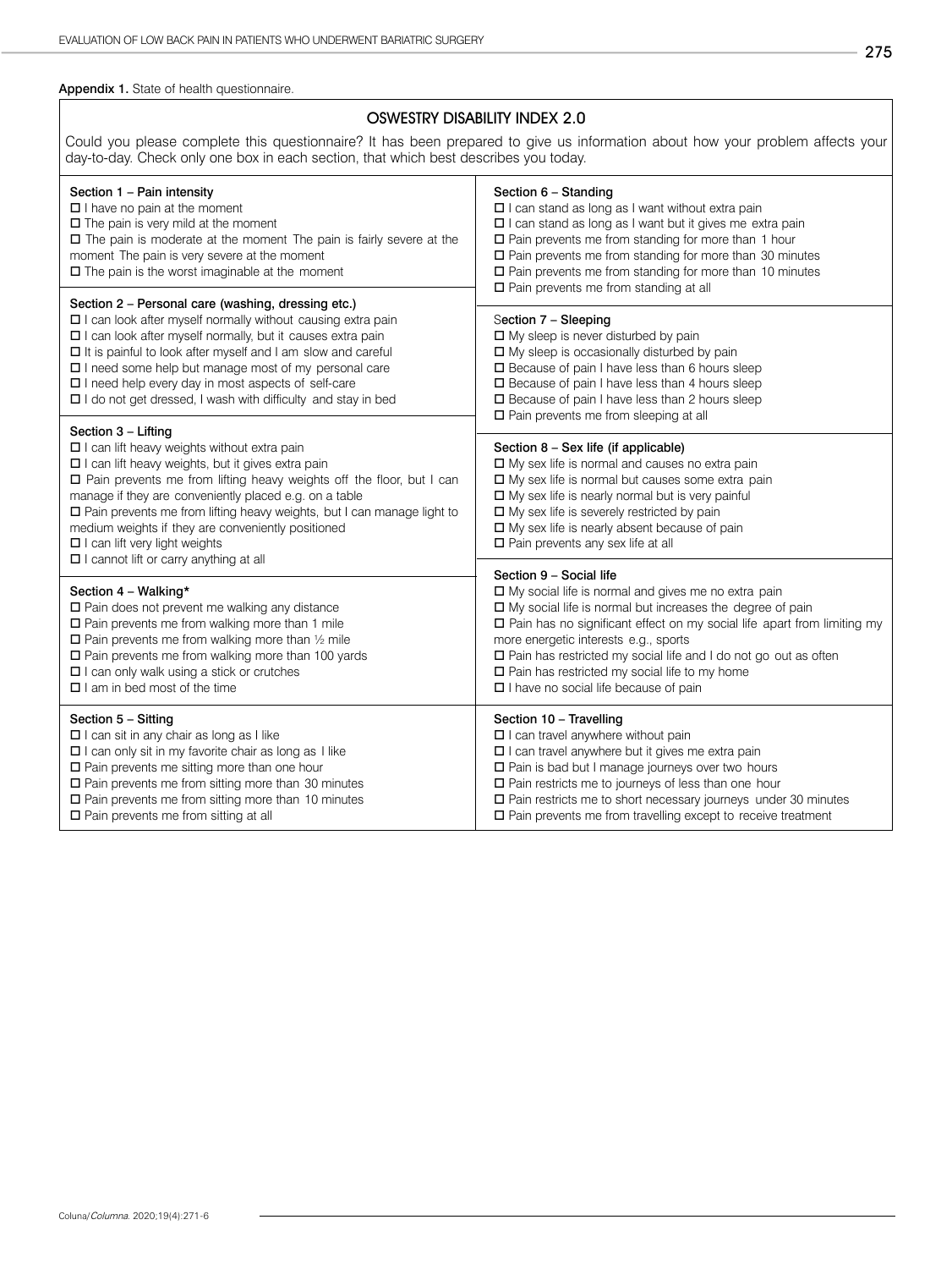**Appendix 1.** State of health questionnaire.

## OSWESTRY DISABILITY INDEX 2.0

Could you please complete this questionnaire? It has been prepared to give us information about how your problem affects your day-to-day. Check only one box in each section, that which best describes you today.

**Section 1 – Pain intensity**

- ☐ I have no pain at the moment
- ☐ The pain is very mild at the moment
- ☐ The pain is moderate at the moment The pain is fairly severe at the moment The pain is very severe at the moment
- ☐ The pain is the worst imaginable at the moment

**Section 2 – Personal care (washing, dressing etc.)**

- ☐ I can look after myself normally without causing extra pain
- ☐ I can look after myself normally, but it causes extra pain
- ☐ It is painful to look after myself and I am slow and careful
- ☐ I need some help but manage most of my personal care
- ☐ I need help every day in most aspects of self-care
- ☐ I do not get dressed, I wash with difficulty and stay in bed

**Section 3 – Lifting**

- ☐ I can lift heavy weights without extra pain
- ☐ I can lift heavy weights, but it gives extra pain
- ☐ Pain prevents me from lifting heavy weights off the floor, but I can manage if they are conveniently placed e.g. on a table
- ☐ Pain prevents me from lifting heavy weights, but I can manage light to medium weights if they are conveniently positioned
- ☐ I can lift very light weights
- ☐ I cannot lift or carry anything at all

**Section 4 – Walking***

- ☐ Pain does not prevent me walking any distance
- ☐ Pain prevents me from walking more than 1 mile
- ☐ Pain prevents me from walking more than ½ mile
- ☐ Pain prevents me from walking more than 100 yards
- ☐ I can only walk using a stick or crutches
- ☐ I am in bed most of the time

**Section 5 – Sitting**

- ☐ I can sit in any chair as long as I like
- ☐ I can only sit in my favorite chair as long as I like
- ☐ Pain prevents me sitting more than one hour
- ☐ Pain prevents me from sitting more than 30 minutes
- ☐ Pain prevents me from sitting more than 10 minutes
- ☐ Pain prevents me from sitting at all

**Section 6 – Standing**

- ☐ I can stand as long as I want without extra pain
- ☐ I can stand as long as I want but it gives me extra pain
- ☐ Pain prevents me from standing for more than 1 hour
- ☐ Pain prevents me from standing for more than 30 minutes
- ☐ Pain prevents me from standing for more than 10 minutes
- ☐ Pain prevents me from standing at all

**Section 7 – Sleeping**

- ☐ My sleep is never disturbed by pain
- ☐ My sleep is occasionally disturbed by pain
- ☐ Because of pain I have less than 6 hours sleep
- ☐ Because of pain I have less than 4 hours sleep
- ☐ Because of pain I have less than 2 hours sleep
- ☐ Pain prevents me from sleeping at all

**Section 8 – Sex life (if applicable)**

- ☐ My sex life is normal and causes no extra pain
- ☐ My sex life is normal but causes some extra pain
- ☐ My sex life is nearly normal but is very painful
- ☐ My sex life is severely restricted by pain
- ☐ My sex life is nearly absent because of pain
- ☐ Pain prevents any sex life at all

**Section 9 – Social life**

- ☐ My social life is normal and gives me no extra pain
- ☐ My social life is normal but increases the degree of pain
- ☐ Pain has no significant effect on my social life apart from limiting my more energetic interests e.g., sports
- ☐ Pain has restricted my social life and I do not go out as often
- ☐ Pain has restricted my social life to my home
- ☐ I have no social life because of pain

**Section 10 – Travelling**

- ☐ I can travel anywhere without pain
- ☐ I can travel anywhere but it gives me extra pain
- ☐ Pain is bad but I manage journeys over two hours
- ☐ Pain restricts me to journeys of less than one hour
- ☐ Pain restricts me to short necessary journeys under 30 minutes
- ☐ Pain prevents me from travelling except to receive treatment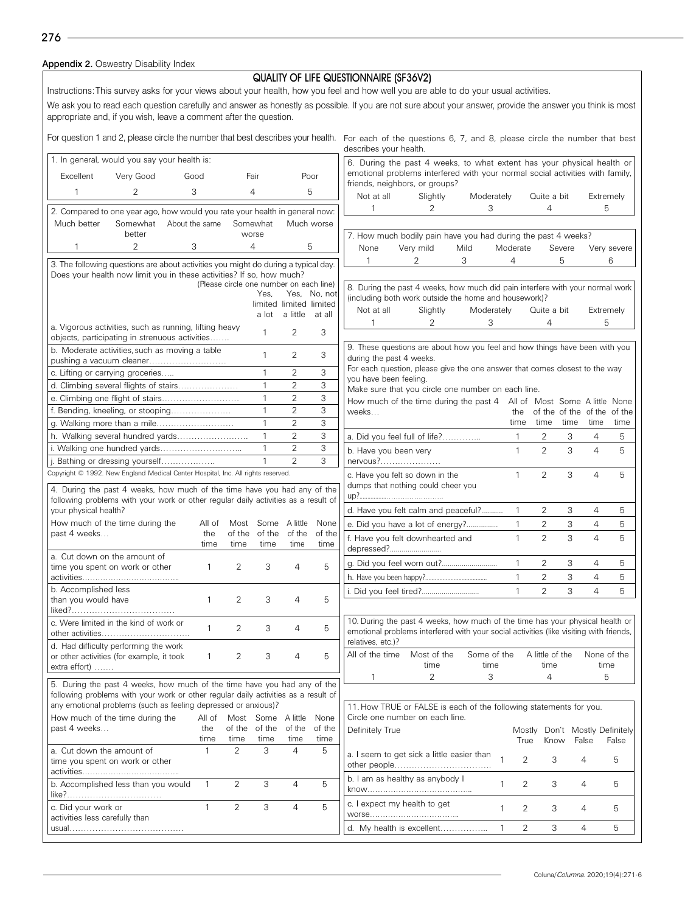**Appendix 2.** Oswestry Disability Index

## QUALITY OF LIFE QUESTIONNAIRE (SF36V2)

Instructions: This survey asks for your views about your health, how you feel and how well you are able to do your usual activities.

We ask you to read each question carefully and answer as honestly as possible. If you are not sure about your answer, provide the answer you think is most appropriate and, if you wish, leave a comment after the question.

For question 1 and 2, please circle the number that best describes your health.

1. In general, would you say your health is:

| Excellent | Very Good | Good | Fair | Poor |
|---|---|---|---|---|
| 1 | 2 | 3 | 4 | 5 |

2. Compared to one year ago, how would you rate your health in general now:

| Much better | Somewhat better | About the same | Somewhat worse | Much worse |
|---|---|---|---|---|
| 1 | 2 | 3 | 4 | 5 |

3. The following questions are about activities you might do during a typical day. Does your health now limit you in these activities? If so, how much?

(Please circle one number on each line)

| | Yes, limited a lot | Yes, limited a little | No, not limited at all |
|---|---|---|---|
| a. Vigorous activities, such as running, lifting heavy objects, participating in strenuous activities……. | 1 | 2 | 3 |
| b. Moderate activities, such as moving a table pushing a vacuum cleaner……………………… | 1 | 2 | 3 |
| c. Lifting or carrying groceries….. | 1 | 2 | 3 |
| d. Climbing several flights of stairs………………… | 1 | 2 | 3 |
| e. Climbing one flight of stairs……………………… | 1 | 2 | 3 |
| f. Bending, kneeling, or stooping………………… | 1 | 2 | 3 |
| g. Walking more than a mile……………………… | 1 | 2 | 3 |
| h. Walking several hundred yards……………………. | 1 | 2 | 3 |
| i. Walking one hundred yards……………………….. | 1 | 2 | 3 |
| j. Bathing or dressing yourself……………… | 1 | 2 | 3 |

Copyright © 1992. New England Medical Center Hospital, Inc. All rights reserved.

4. During the past 4 weeks, how much of the time have you had any of the following problems with your work or other regular daily activities as a result of your physical health?

| How much of the time during the past 4 weeks… | All of the time | Most of the time | Some of the time | A little of the time | None of the time |
|---|---|---|---|---|---|
| a. Cut down on the amount of time you spent on work or other activities……………………………… | 1 | 2 | 3 | 4 | 5 |
| b. Accomplished less than you would have liked?……………………………… | 1 | 2 | 3 | 4 | 5 |
| c. Were limited in the kind of work or other activities………………………… | 1 | 2 | 3 | 4 | 5 |
| d. Had difficulty performing the work or other activities (for example, it took extra effort) ……. | 1 | 2 | 3 | 4 | 5 |

5. During the past 4 weeks, how much of the time have you had any of the following problems with your work or other regular daily activities as a result of any emotional problems (such as feeling depressed or anxious)?

| How much of the time during the past 4 weeks… | All of the time | Most of the time | Some of the time | A little of the time | None of the time |
|---|---|---|---|---|---|
| a. Cut down the amount of time you spent on work or other activities……………………………… | 1 | 2 | 3 | 4 | 5 |
| b. Accomplished less than you would like?…………………………… | 1 | 2 | 3 | 4 | 5 |
| c. Did your work or activities less carefully than usual………………………………… | 1 | 2 | 3 | 4 | 5 |

For each of the questions 6, 7, and 8, please circle the number that best describes your health.

6. During the past 4 weeks, to what extent has your physical health or emotional problems interfered with your normal social activities with family, friends, neighbors, or groups?

| Not at all | Slightly | Moderately | Quite a bit | Extremely |
|---|---|---|---|---|
| 1 | 2 | 3 | 4 | 5 |

7. How much bodily pain have you had during the past 4 weeks?

| None | Very mild | Mild | Moderate | Severe | Very severe |
|---|---|---|---|---|---|
| 1 | 2 | 3 | 4 | 5 | 6 |

8. During the past 4 weeks, how much did pain interfere with your normal work (including both work outside the home and housework)?

| Not at all | Slightly | Moderately | Quite a bit | Extremely |
|---|---|---|---|---|
| 1 | 2 | 3 | 4 | 5 |

9. These questions are about how you feel and how things have been with you during the past 4 weeks.
For each question, please give the one answer that comes closest to the way you have been feeling.
Make sure that you circle one number on each line.

| How much of the time during the past 4 weeks… | All of the time | Most of the time | Some of the time | A little of the time | None of the time |
|---|---|---|---|---|---|
| a. Did you feel full of life?………….. | 1 | 2 | 3 | 4 | 5 |
| b. Have you been very nervous?………………… | 1 | 2 | 3 | 4 | 5 |
| c. Have you felt so down in the dumps that nothing could cheer you up?……………………………… | 1 | 2 | 3 | 4 | 5 |
| d. Have you felt calm and peaceful?……….. | 1 | 2 | 3 | 4 | 5 |
| e. Did you have a lot of energy?……………. | 1 | 2 | 3 | 4 | 5 |
| f. Have you felt downhearted and depressed?……………………… | 1 | 2 | 3 | 4 | 5 |
| g. Did you feel worn out?……………………… | 1 | 2 | 3 | 4 | 5 |
| h. Have you been happy?……………………………… | 1 | 2 | 3 | 4 | 5 |
| i. Did you feel tired?……………………… | 1 | 2 | 3 | 4 | 5 |

10. During the past 4 weeks, how much of the time has your physical health or emotional problems interfered with your social activities (like visiting with friends, relatives, etc.)?

| All of the time | Most of the time | Some of the time | A little of the time | None of the time |
|---|---|---|---|---|
| 1 | 2 | 3 | 4 | 5 |

11. How TRUE or FALSE is each of the following statements for you.
Circle one number on each line.

| | Definitely True | Mostly True | Don't Know | Mostly False | Definitely False |
|---|---|---|---|---|---|
| a. I seem to get sick a little easier than other people…………………………… | 1 | 2 | 3 | 4 | 5 |
| b. I am as healthy as anybody I know………………………………….. | 1 | 2 | 3 | 4 | 5 |
| c. I expect my health to get worse…………………………….. | 1 | 2 | 3 | 4 | 5 |
| d. My health is excellent…………….. | 1 | 2 | 3 | 4 | 5 |